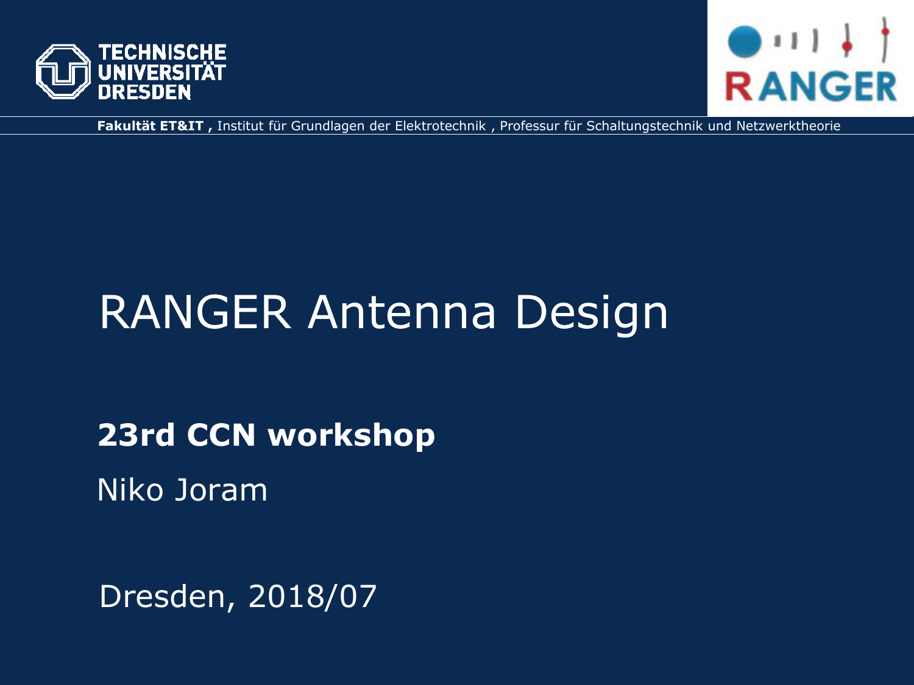**Fakultät ET&IT ,** Institut für Grundlagen der Elektrotechnik , Professur für Schaltungstechnik und Netzwerktheorie

# RANGER Antenna Design

**23rd CCN workshop**

Niko Joram

Dresden, 2018/07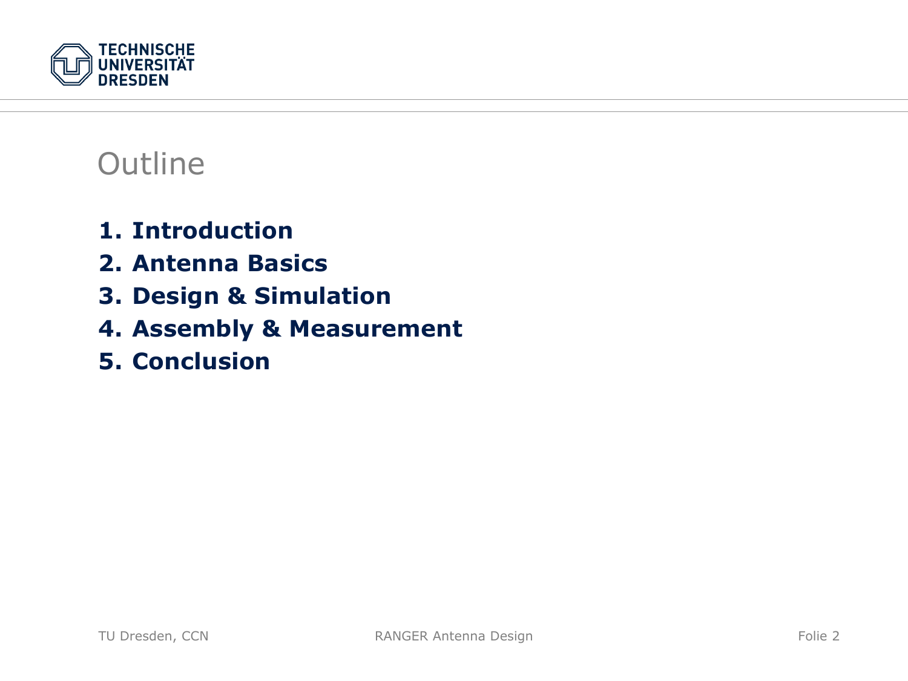# Outline

1. **Introduction**
2. **Antenna Basics**
3. **Design & Simulation**
4. **Assembly & Measurement**
5. **Conclusion**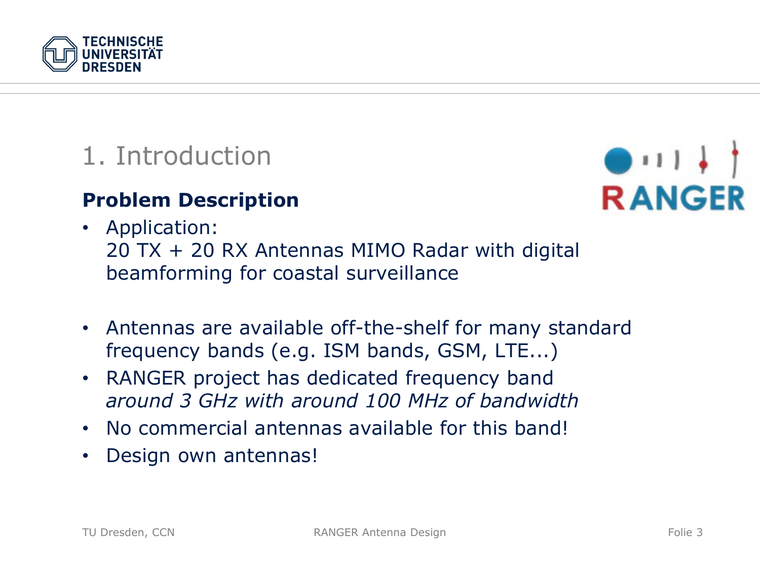# 1. Introduction

## Problem Description

- Application:
  20 TX + 20 RX Antennas MIMO Radar with digital beamforming for coastal surveillance

- Antennas are available off-the-shelf for many standard frequency bands (e.g. ISM bands, GSM, LTE...)
- RANGER project has dedicated frequency band *around 3 GHz with around 100 MHz of bandwidth*
- No commercial antennas available for this band!
- Design own antennas!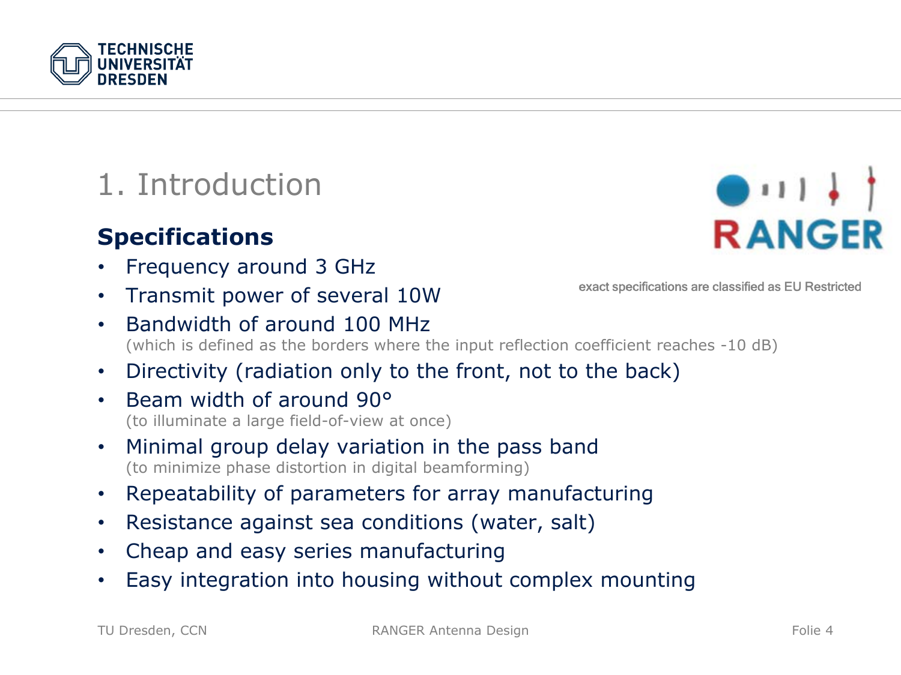# 1. Introduction

RANGER

exact specifications are classified as EU Restricted

## Specifications

- Frequency around 3 GHz
- Transmit power of several 10W
- Bandwidth of around 100 MHz
  (which is defined as the borders where the input reflection coefficient reaches -10 dB)
- Directivity (radiation only to the front, not to the back)
- Beam width of around 90°
  (to illuminate a large field-of-view at once)
- Minimal group delay variation in the pass band
  (to minimize phase distortion in digital beamforming)
- Repeatability of parameters for array manufacturing
- Resistance against sea conditions (water, salt)
- Cheap and easy series manufacturing
- Easy integration into housing without complex mounting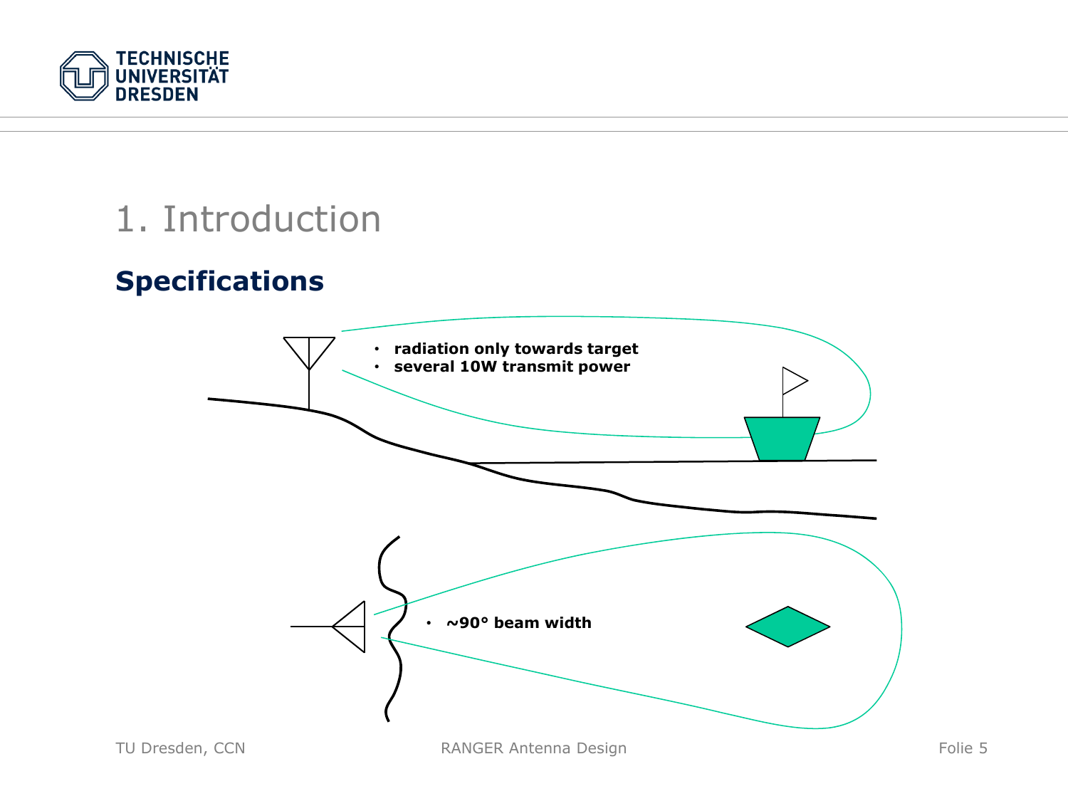# 1. Introduction

## Specifications

- radiation only towards target
- several 10W transmit power

- ~90° beam width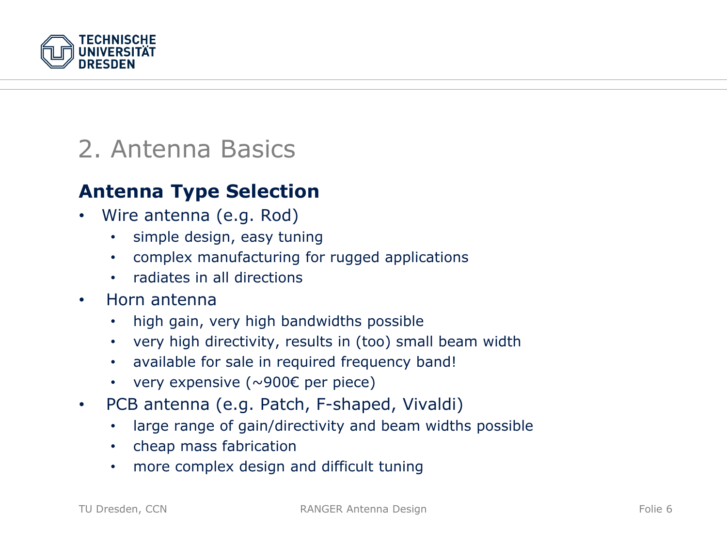# 2. Antenna Basics

## Antenna Type Selection

- Wire antenna (e.g. Rod)
  - simple design, easy tuning
  - complex manufacturing for rugged applications
  - radiates in all directions
- Horn antenna
  - high gain, very high bandwidths possible
  - very high directivity, results in (too) small beam width
  - available for sale in required frequency band!
  - very expensive (~900€ per piece)
- PCB antenna (e.g. Patch, F-shaped, Vivaldi)
  - large range of gain/directivity and beam widths possible
  - cheap mass fabrication
  - more complex design and difficult tuning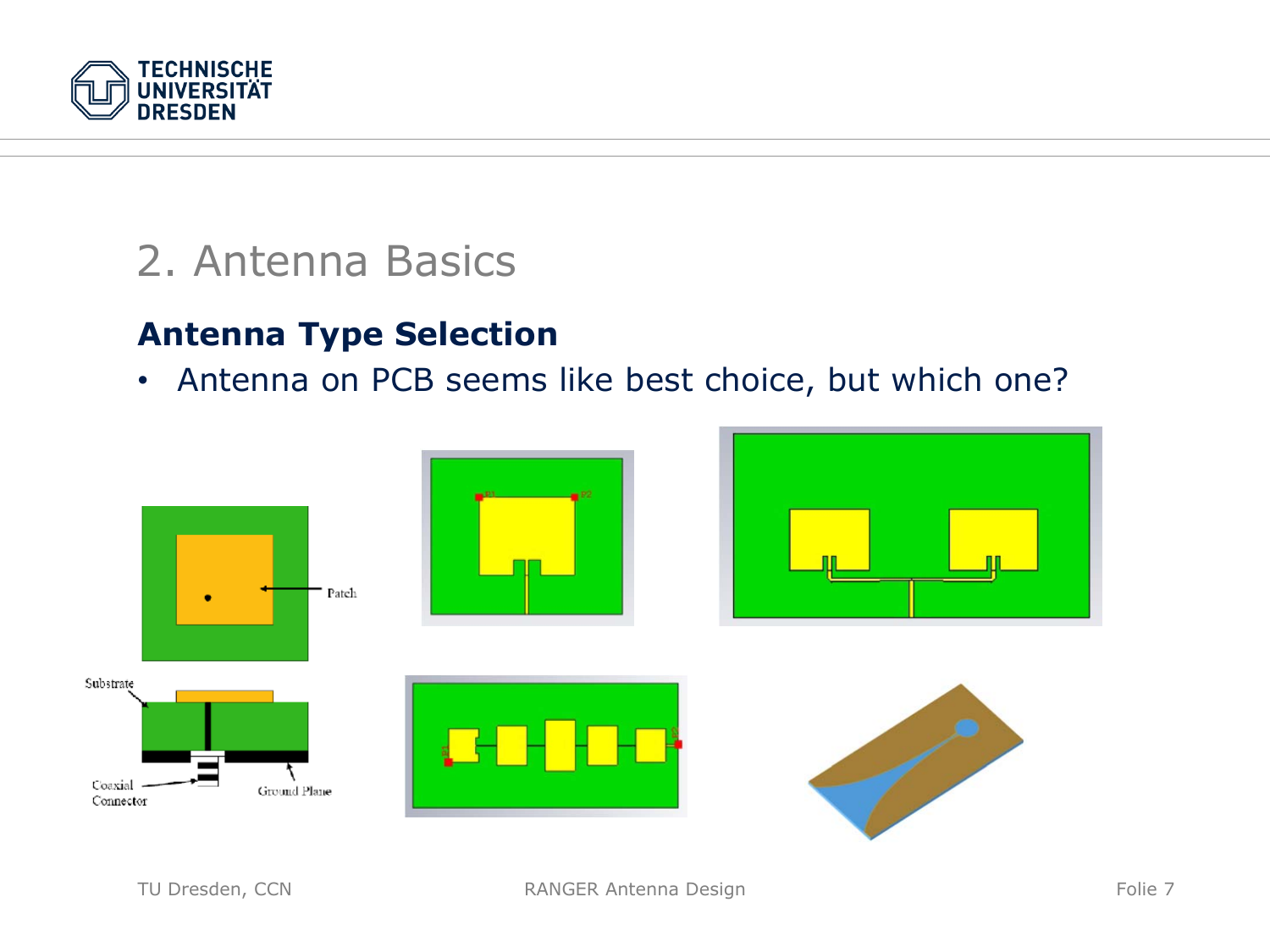# 2. Antenna Basics

## Antenna Type Selection

- Antenna on PCB seems like best choice, but which one?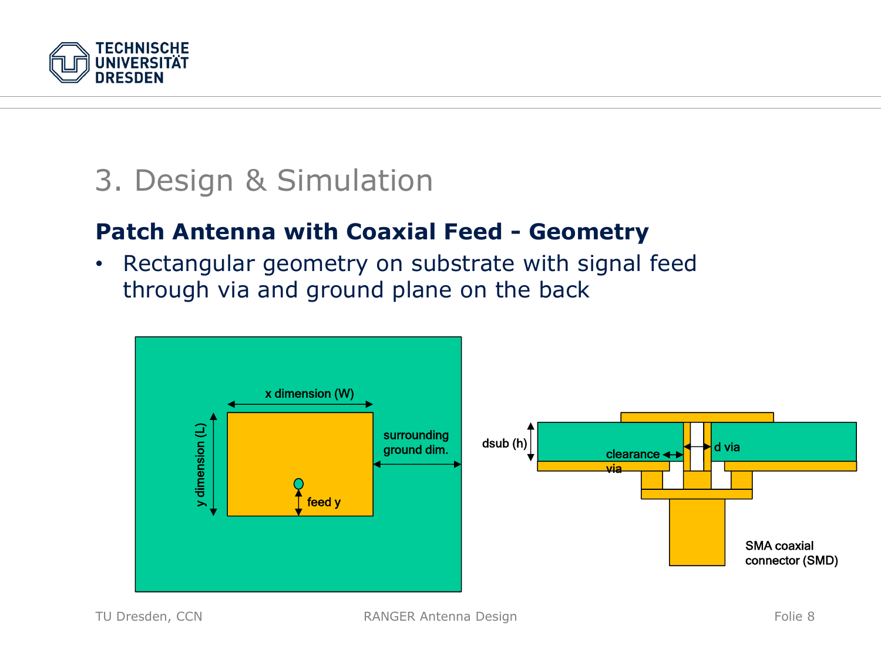# 3. Design & Simulation

## Patch Antenna with Coaxial Feed - Geometry

- Rectangular geometry on substrate with signal feed through via and ground plane on the back

x dimension (W)

y dimension (L)

surrounding ground dim.

feed y

dsub (h)

clearance via

d via

SMA coaxial connector (SMD)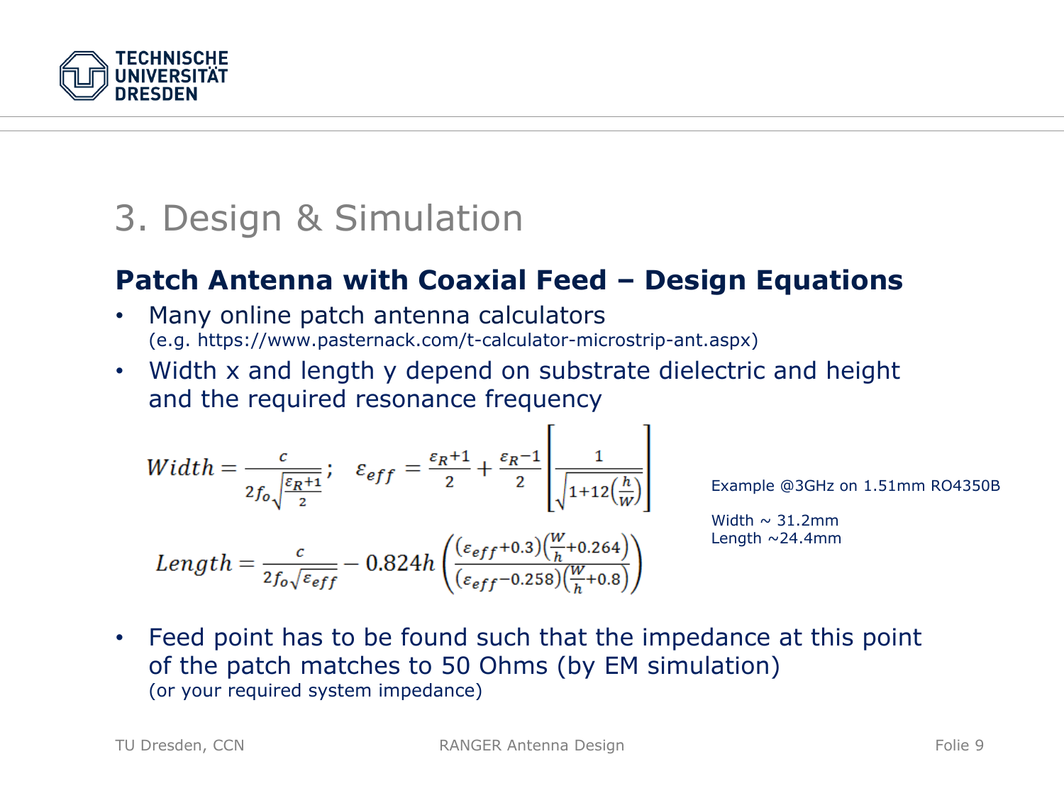# 3. Design & Simulation

## Patch Antenna with Coaxial Feed – Design Equations

- Many online patch antenna calculators
  (e.g. https://www.pasternack.com/t-calculator-microstrip-ant.aspx)
- Width x and length y depend on substrate dielectric and height and the required resonance frequency

$$Width = \frac{c}{2f_o\sqrt{\frac{\varepsilon_R+1}{2}}}; \quad \varepsilon_{eff} = \frac{\varepsilon_R+1}{2} + \frac{\varepsilon_R-1}{2}\left[\frac{1}{\sqrt{1+12\left(\frac{h}{W}\right)}}\right]$$

$$Length = \frac{c}{2f_o\sqrt{\varepsilon_{eff}}} - 0.824h\left(\frac{(\varepsilon_{eff}+0.3)\left(\frac{W}{h}+0.264\right)}{(\varepsilon_{eff}-0.258)\left(\frac{W}{h}+0.8\right)}\right)$$

Example @3GHz on 1.51mm RO4350B

Width ~ 31.2mm
Length ~24.4mm

- Feed point has to be found such that the impedance at this point of the patch matches to 50 Ohms (by EM simulation)
  (or your required system impedance)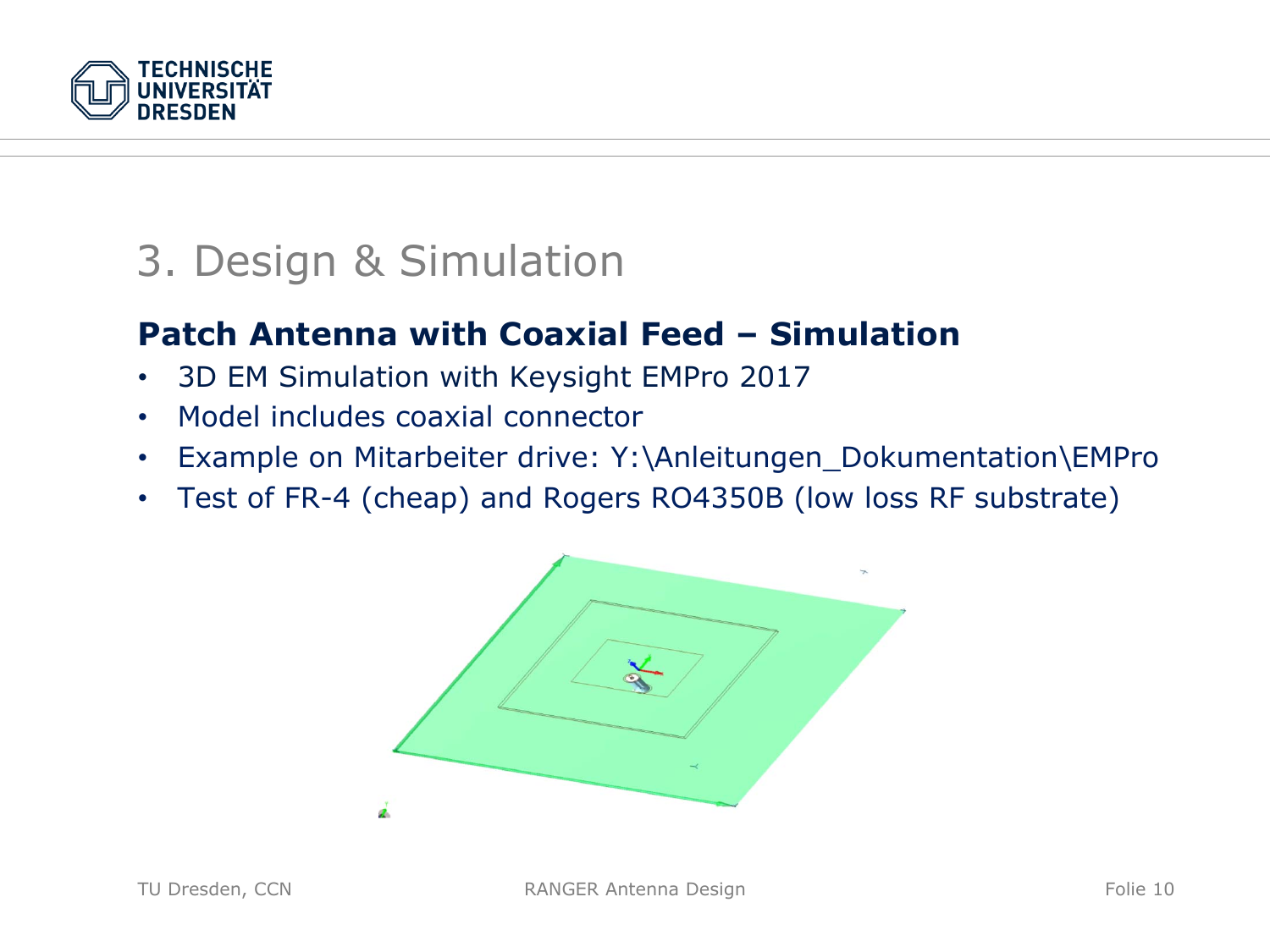# 3. Design & Simulation

## Patch Antenna with Coaxial Feed – Simulation

- 3D EM Simulation with Keysight EMPro 2017
- Model includes coaxial connector
- Example on Mitarbeiter drive: Y:\Anleitungen_Dokumentation\EMPro
- Test of FR-4 (cheap) and Rogers RO4350B (low loss RF substrate)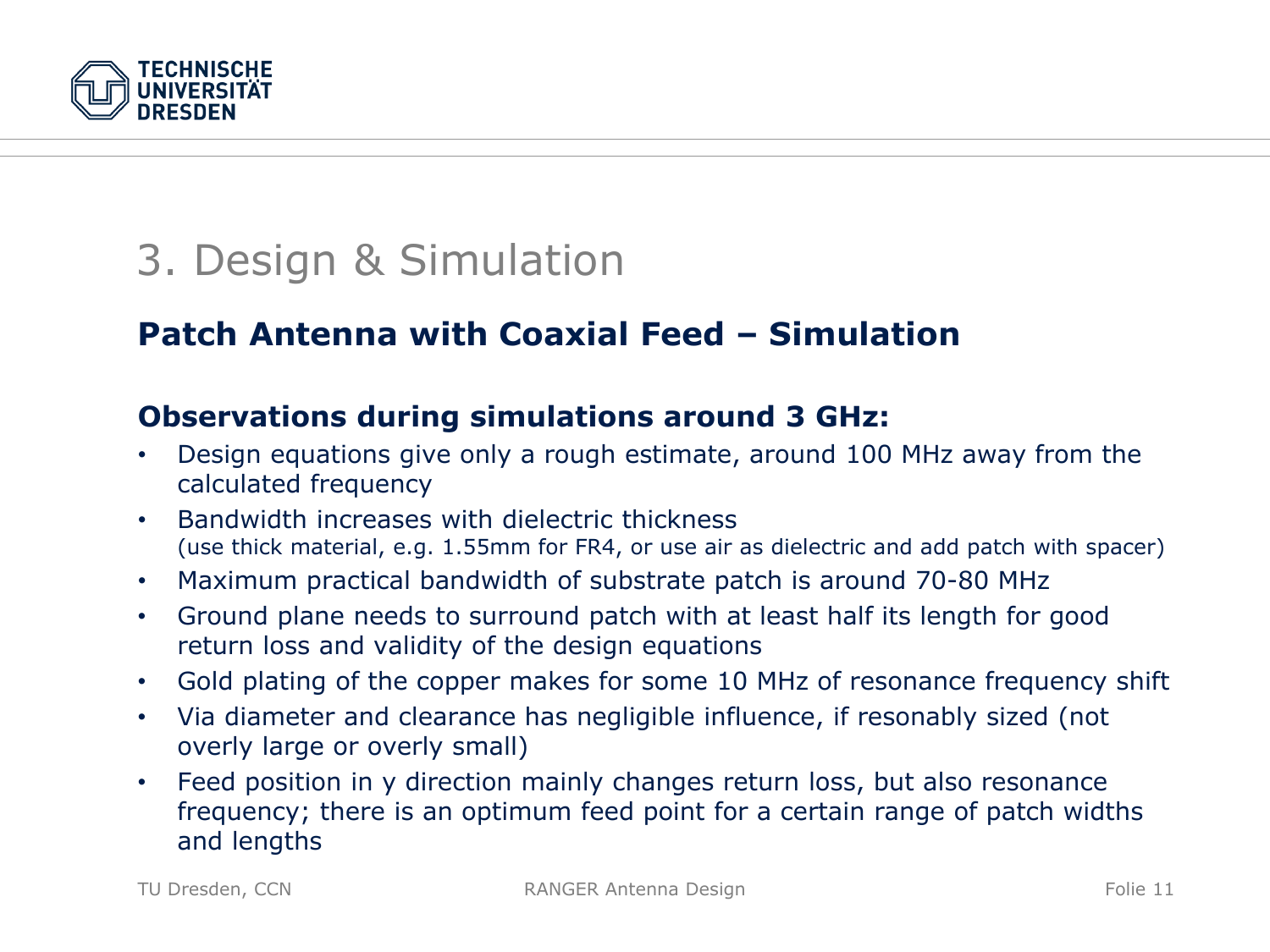# 3. Design & Simulation

## Patch Antenna with Coaxial Feed – Simulation

### Observations during simulations around 3 GHz:

- Design equations give only a rough estimate, around 100 MHz away from the calculated frequency
- Bandwidth increases with dielectric thickness
  (use thick material, e.g. 1.55mm for FR4, or use air as dielectric and add patch with spacer)
- Maximum practical bandwidth of substrate patch is around 70-80 MHz
- Ground plane needs to surround patch with at least half its length for good return loss and validity of the design equations
- Gold plating of the copper makes for some 10 MHz of resonance frequency shift
- Via diameter and clearance has negligible influence, if resonably sized (not overly large or overly small)
- Feed position in y direction mainly changes return loss, but also resonance frequency; there is an optimum feed point for a certain range of patch widths and lengths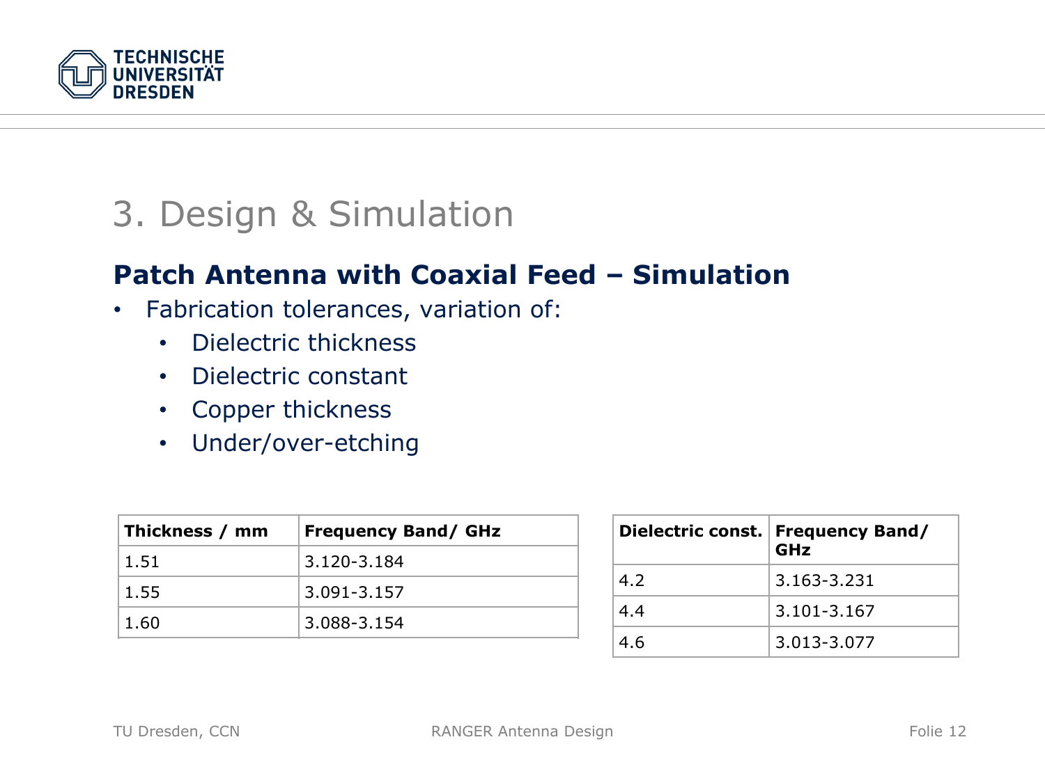# 3. Design & Simulation

## Patch Antenna with Coaxial Feed – Simulation

- Fabrication tolerances, variation of:
  - Dielectric thickness
  - Dielectric constant
  - Copper thickness
  - Under/over-etching

| Thickness / mm | Frequency Band/ GHz |
|---|---|
| 1.51 | 3.120-3.184 |
| 1.55 | 3.091-3.157 |
| 1.60 | 3.088-3.154 |

| Dielectric const. | Frequency Band/ GHz |
|---|---|
| 4.2 | 3.163-3.231 |
| 4.4 | 3.101-3.167 |
| 4.6 | 3.013-3.077 |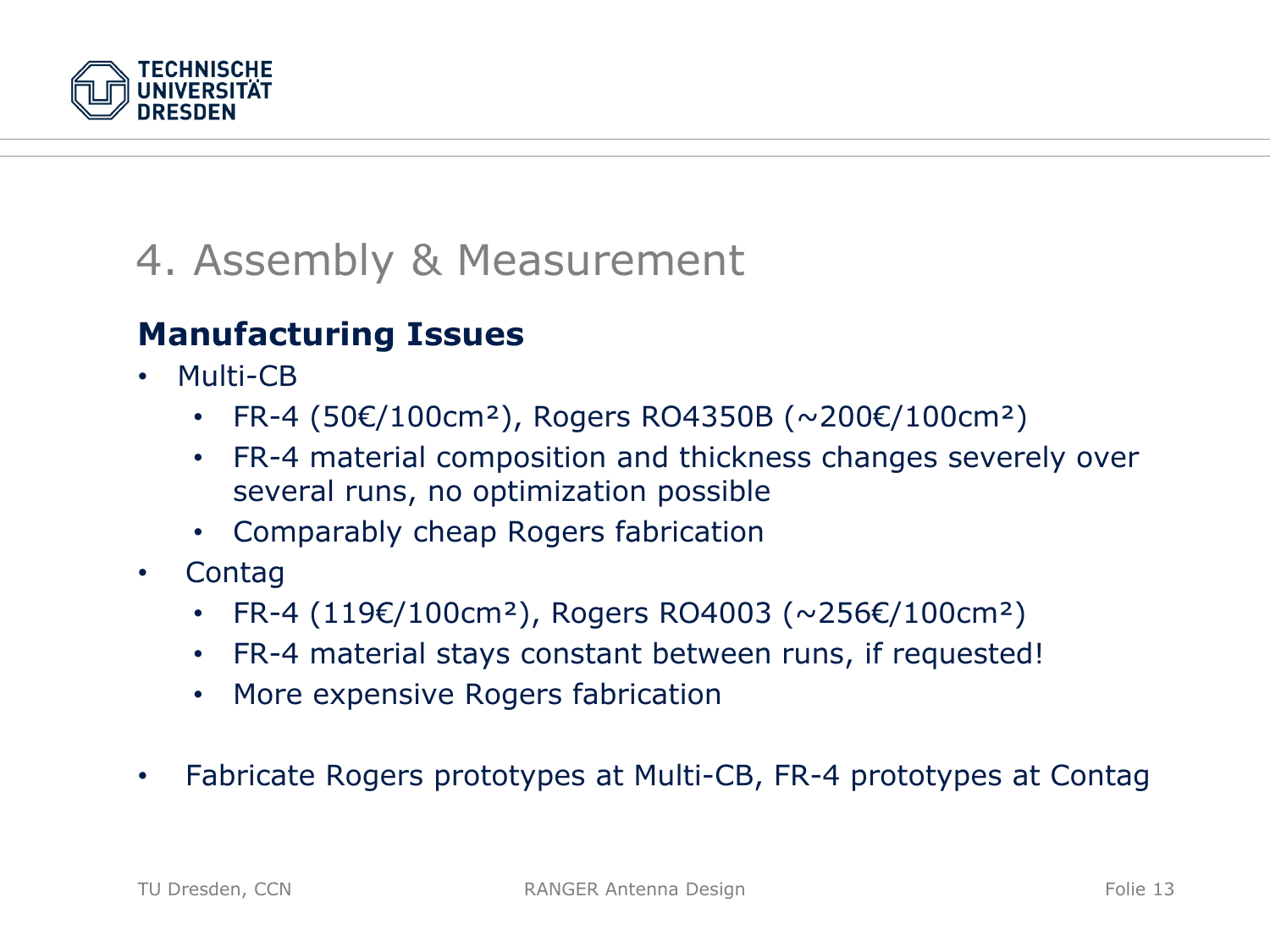# 4. Assembly & Measurement

## Manufacturing Issues

- Multi-CB
  - FR-4 (50€/100cm²), Rogers RO4350B (~200€/100cm²)
  - FR-4 material composition and thickness changes severely over several runs, no optimization possible
  - Comparably cheap Rogers fabrication
- Contag
  - FR-4 (119€/100cm²), Rogers RO4003 (~256€/100cm²)
  - FR-4 material stays constant between runs, if requested!
  - More expensive Rogers fabrication

- Fabricate Rogers prototypes at Multi-CB, FR-4 prototypes at Contag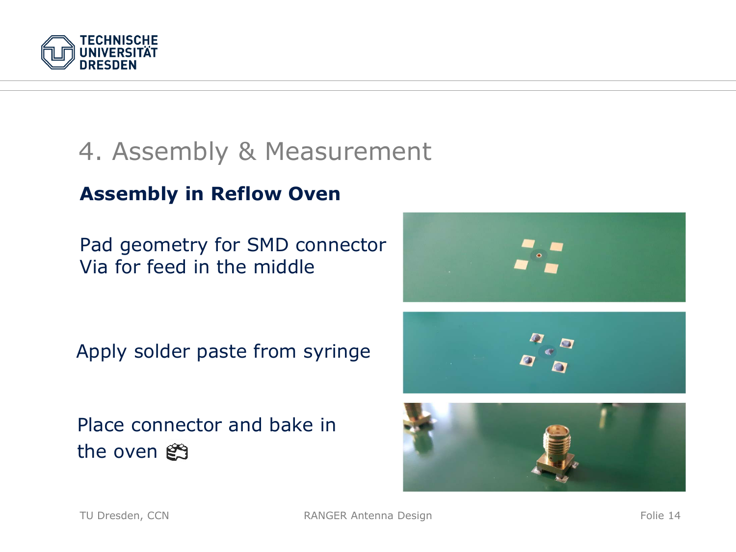# 4. Assembly & Measurement

## Assembly in Reflow Oven

Pad geometry for SMD connector
Via for feed in the middle

Apply solder paste from syringe

Place connector and bake in the oven 🎂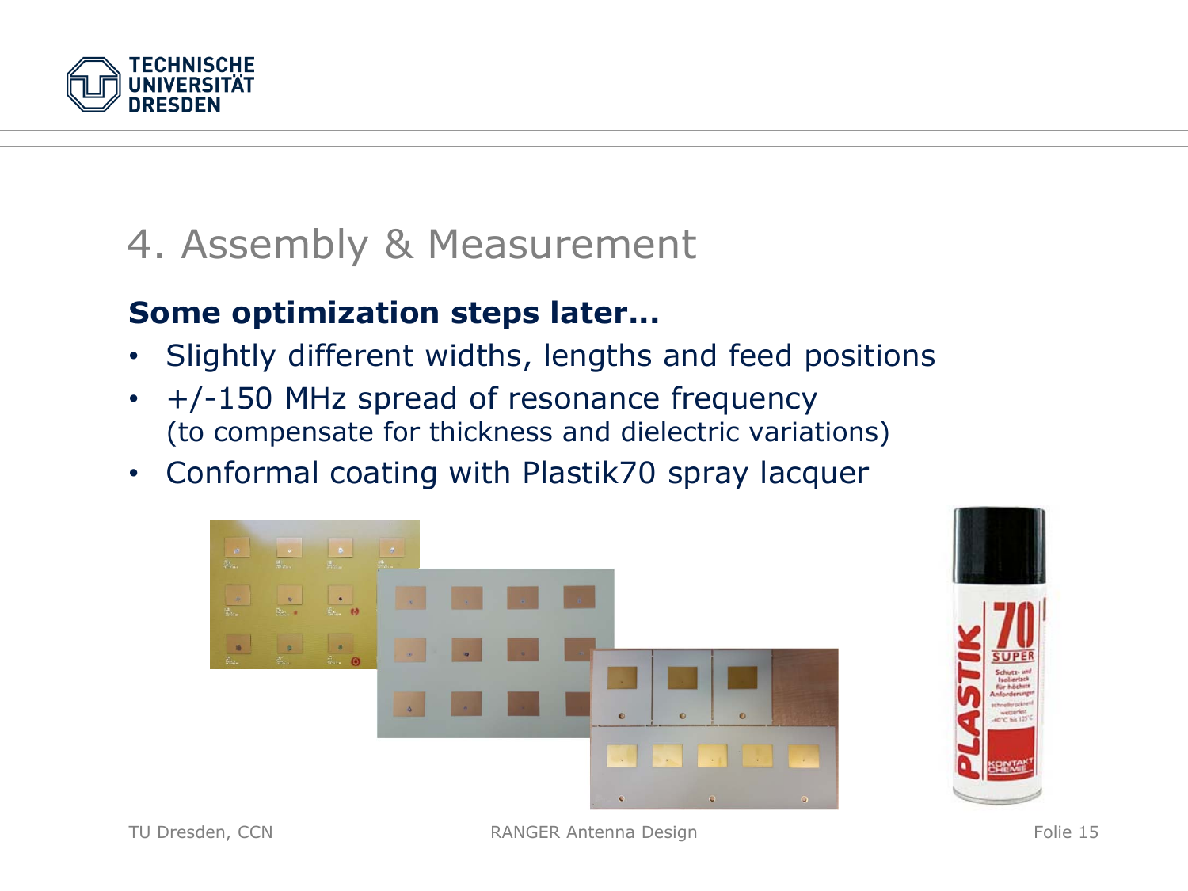# 4. Assembly & Measurement

**Some optimization steps later…**

- Slightly different widths, lengths and feed positions
- +/-150 MHz spread of resonance frequency
  (to compensate for thickness and dielectric variations)
- Conformal coating with Plastik70 spray lacquer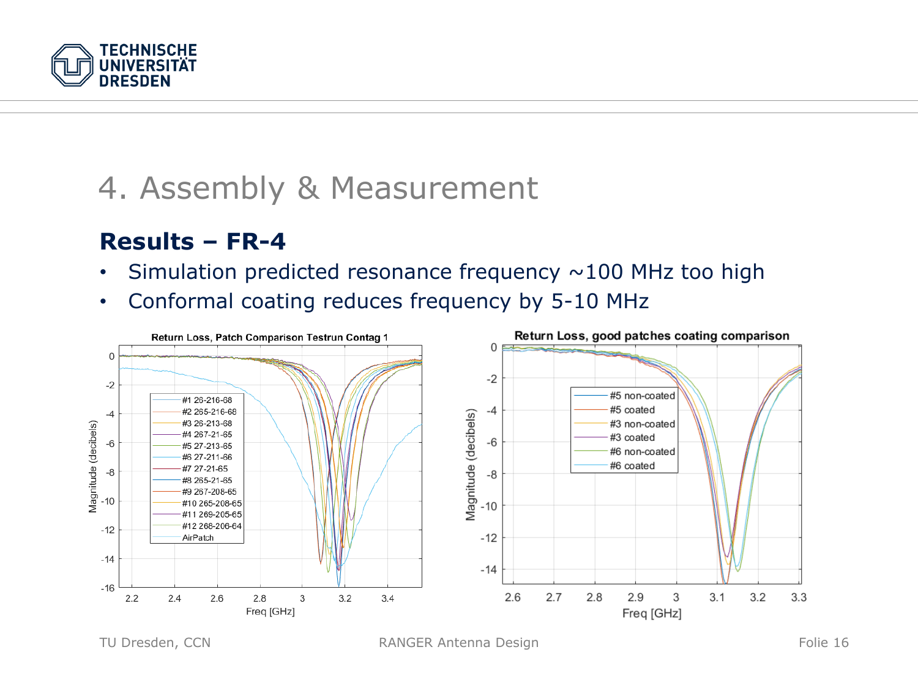# 4. Assembly & Measurement

## Results – FR-4

- Simulation predicted resonance frequency ~100 MHz too high
- Conformal coating reduces frequency by 5-10 MHz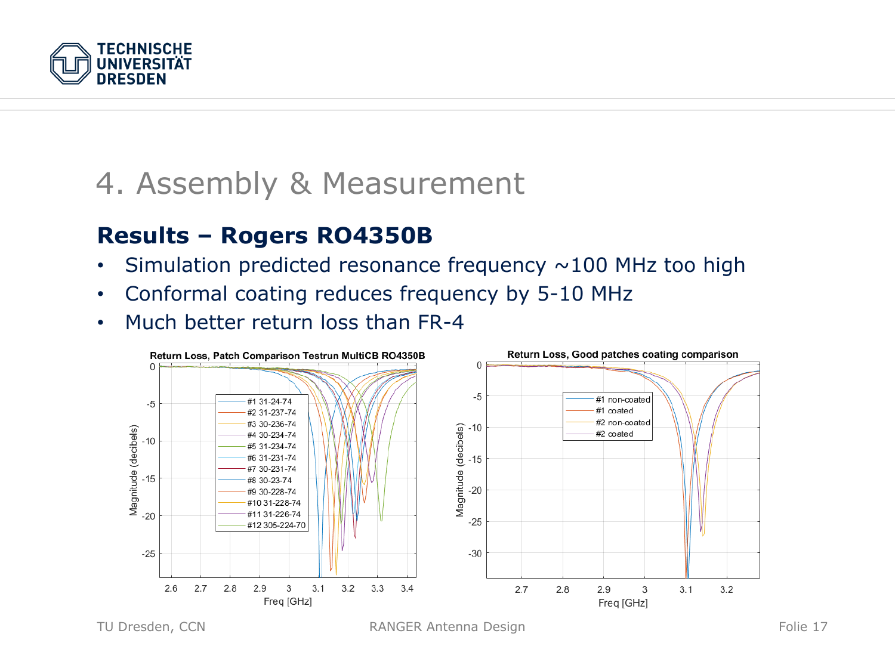# 4. Assembly & Measurement

## Results – Rogers RO4350B

- Simulation predicted resonance frequency ~100 MHz too high
- Conformal coating reduces frequency by 5-10 MHz
- Much better return loss than FR-4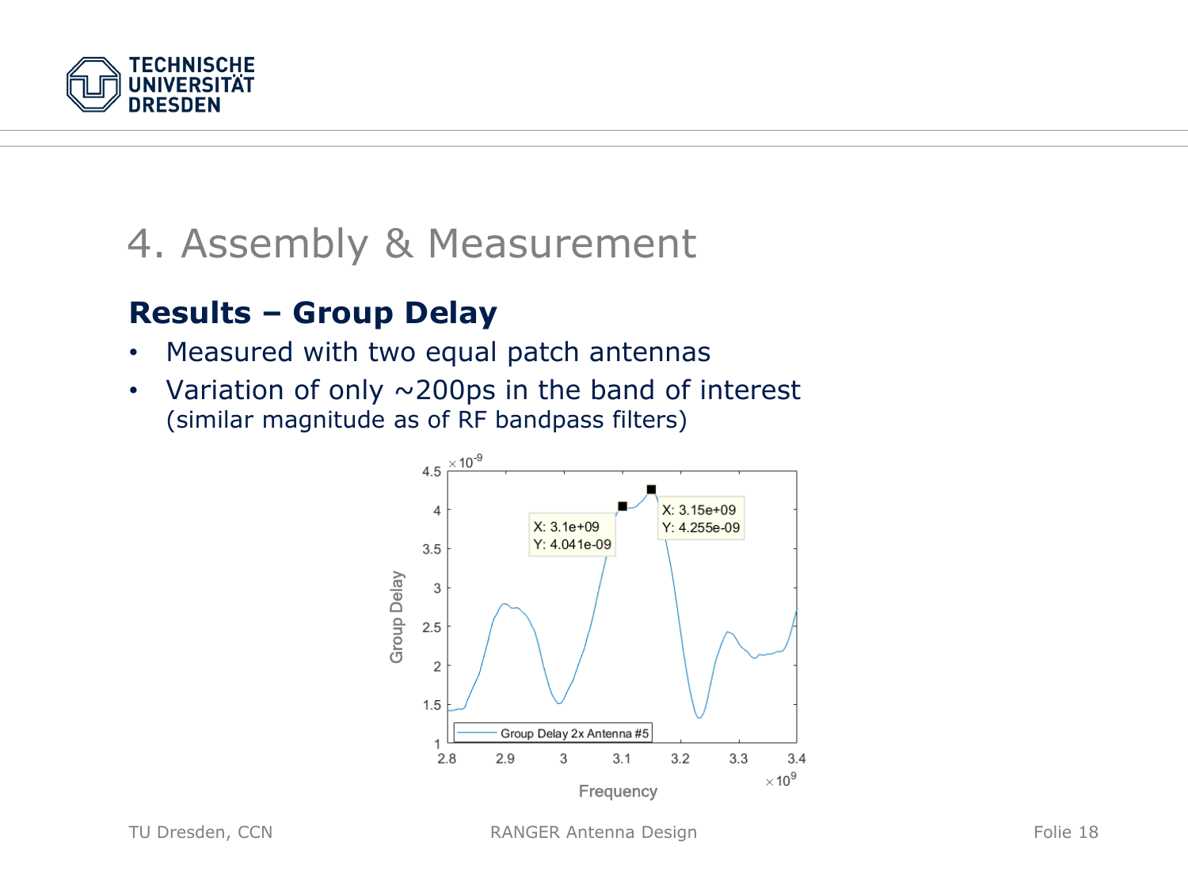# 4. Assembly & Measurement

## Results – Group Delay

- Measured with two equal patch antennas
- Variation of only ~200ps in the band of interest
  (similar magnitude as of RF bandpass filters)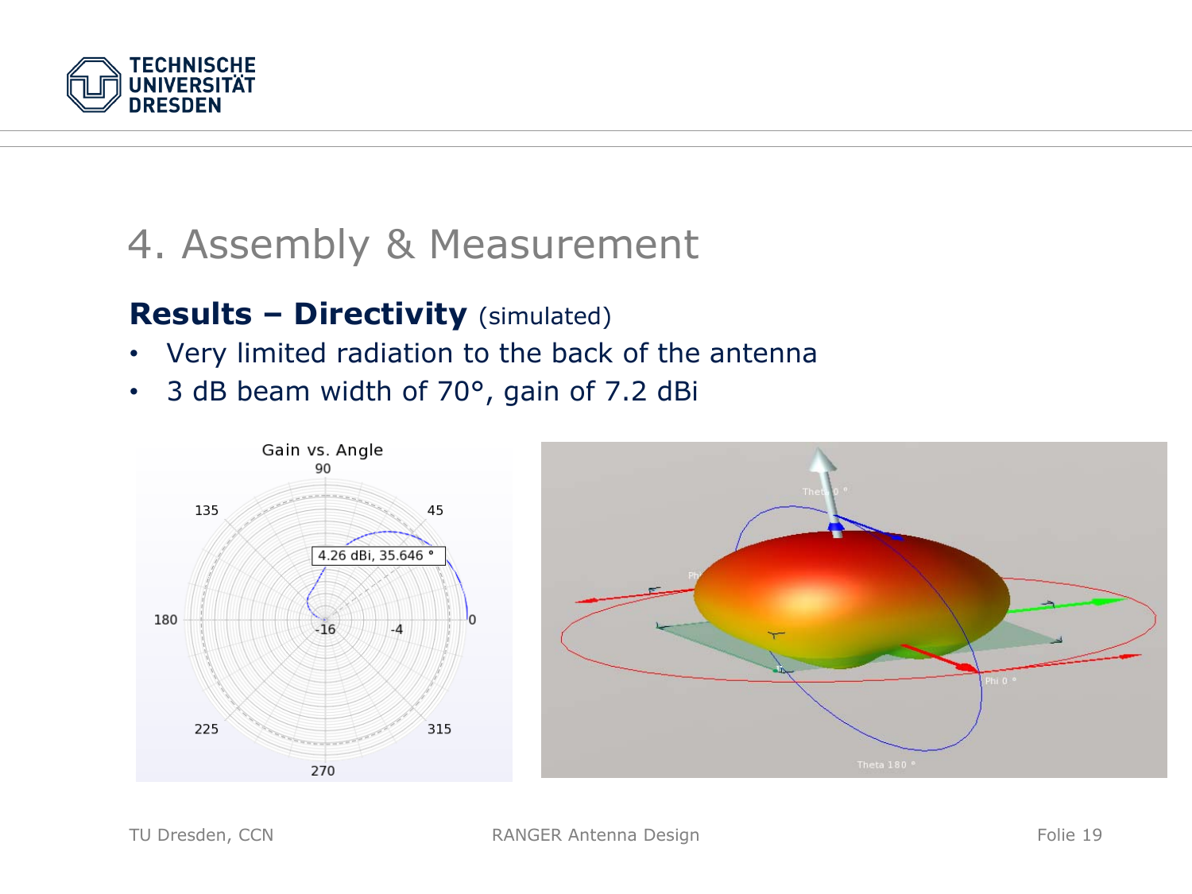# 4. Assembly & Measurement

**Results – Directivity** (simulated)

- Very limited radiation to the back of the antenna
- 3 dB beam width of 70°, gain of 7.2 dBi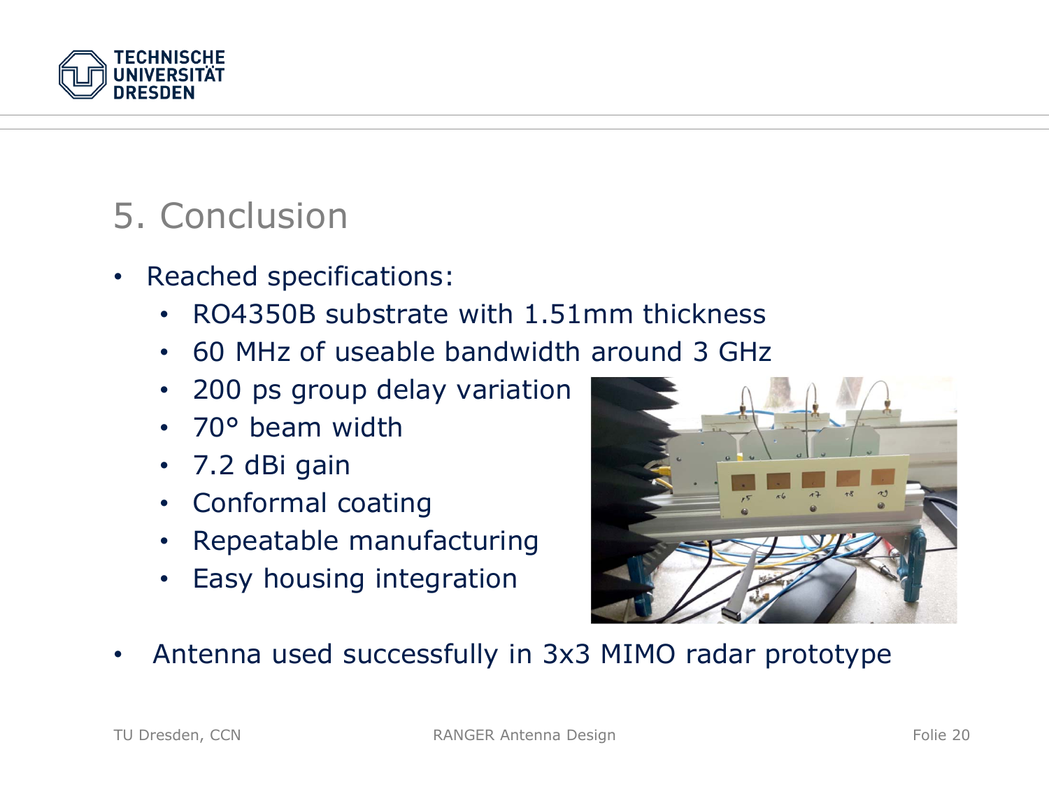# 5. Conclusion

- Reached specifications:
  - RO4350B substrate with 1.51mm thickness
  - 60 MHz of useable bandwidth around 3 GHz
  - 200 ps group delay variation
  - 70° beam width
  - 7.2 dBi gain
  - Conformal coating
  - Repeatable manufacturing
  - Easy housing integration
- Antenna used successfully in 3x3 MIMO radar prototype